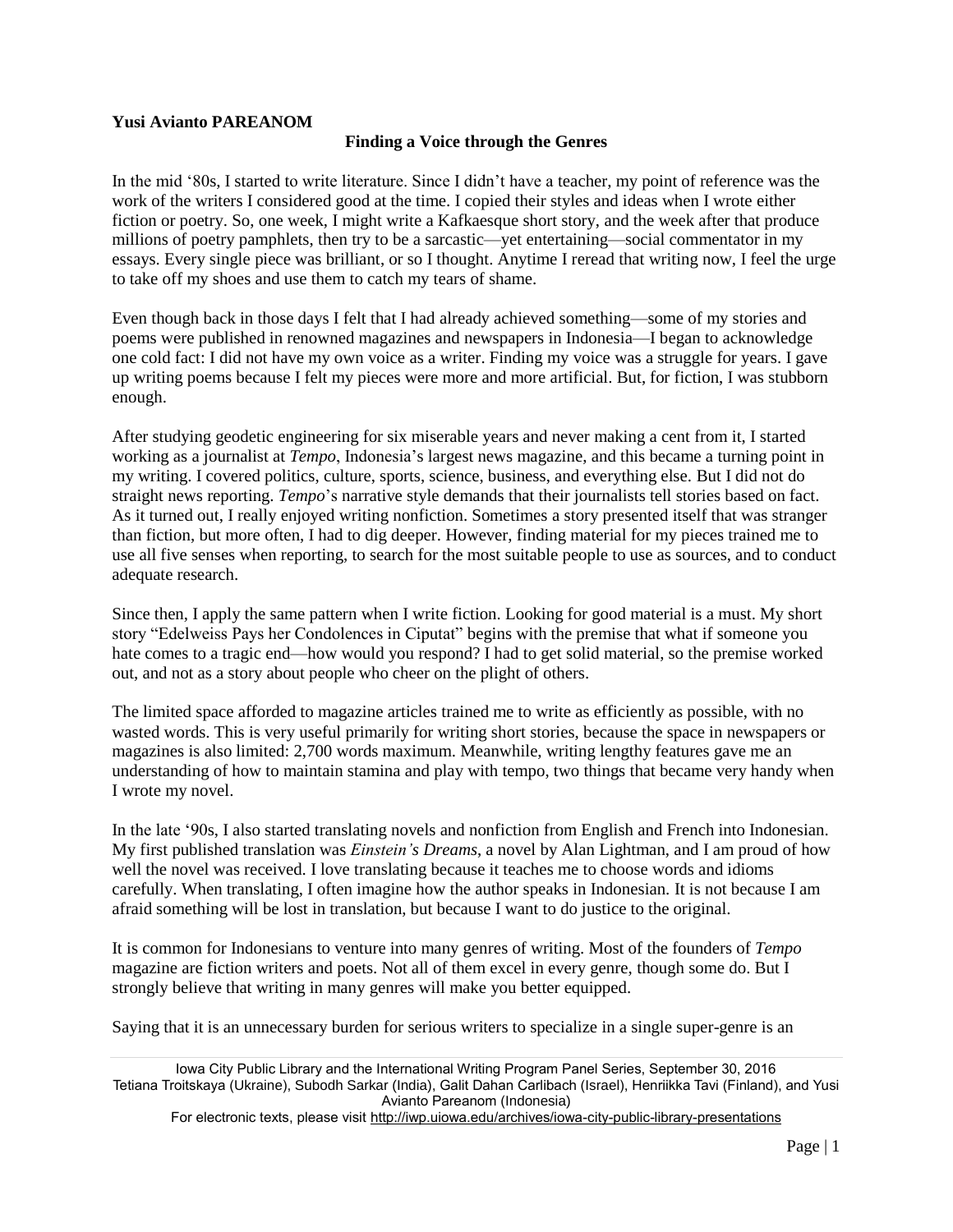**Yusi Avianto PAREANOM**

**Finding a Voice through the Genres**

In the mid '80s, I started to write literature. Since I didn't have a teacher, my point of reference was the work of the writers I considered good at the time. I copied their styles and ideas when I wrote either fiction or poetry. So, one week, I might write a Kafkaesque short story, and the week after that produce millions of poetry pamphlets, then try to be a sarcastic—yet entertaining—social commentator in my essays. Every single piece was brilliant, or so I thought. Anytime I reread that writing now, I feel the urge to take off my shoes and use them to catch my tears of shame.

Even though back in those days I felt that I had already achieved something—some of my stories and poems were published in renowned magazines and newspapers in Indonesia—I began to acknowledge one cold fact: I did not have my own voice as a writer. Finding my voice was a struggle for years. I gave up writing poems because I felt my pieces were more and more artificial. But, for fiction, I was stubborn enough.

After studying geodetic engineering for six miserable years and never making a cent from it, I started working as a journalist at *Tempo*, Indonesia's largest news magazine, and this became a turning point in my writing. I covered politics, culture, sports, science, business, and everything else. But I did not do straight news reporting. *Tempo*'s narrative style demands that their journalists tell stories based on fact. As it turned out, I really enjoyed writing nonfiction. Sometimes a story presented itself that was stranger than fiction, but more often, I had to dig deeper. However, finding material for my pieces trained me to use all five senses when reporting, to search for the most suitable people to use as sources, and to conduct adequate research.

Since then, I apply the same pattern when I write fiction. Looking for good material is a must. My short story "Edelweiss Pays her Condolences in Ciputat" begins with the premise that what if someone you hate comes to a tragic end—how would you respond? I had to get solid material, so the premise worked out, and not as a story about people who cheer on the plight of others.

The limited space afforded to magazine articles trained me to write as efficiently as possible, with no wasted words. This is very useful primarily for writing short stories, because the space in newspapers or magazines is also limited: 2,700 words maximum. Meanwhile, writing lengthy features gave me an understanding of how to maintain stamina and play with tempo, two things that became very handy when I wrote my novel.

In the late '90s, I also started translating novels and nonfiction from English and French into Indonesian. My first published translation was *Einstein's Dreams*, a novel by Alan Lightman, and I am proud of how well the novel was received. I love translating because it teaches me to choose words and idioms carefully. When translating, I often imagine how the author speaks in Indonesian. It is not because I am afraid something will be lost in translation, but because I want to do justice to the original.

It is common for Indonesians to venture into many genres of writing. Most of the founders of *Tempo* magazine are fiction writers and poets. Not all of them excel in every genre, though some do. But I strongly believe that writing in many genres will make you better equipped.

Saying that it is an unnecessary burden for serious writers to specialize in a single super-genre is an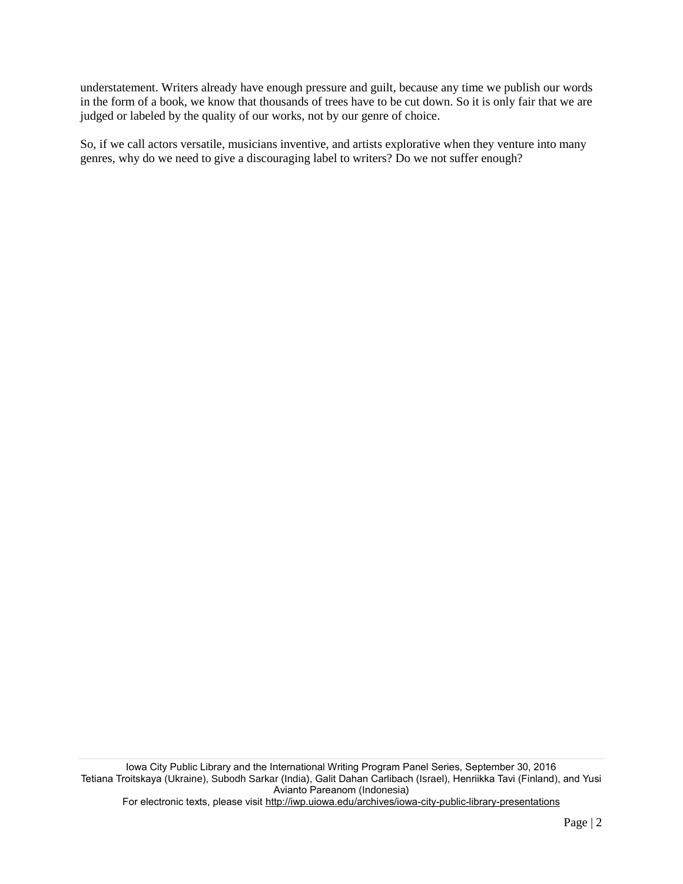understatement. Writers already have enough pressure and guilt, because any time we publish our words in the form of a book, we know that thousands of trees have to be cut down. So it is only fair that we are judged or labeled by the quality of our works, not by our genre of choice.

So, if we call actors versatile, musicians inventive, and artists explorative when they venture into many genres, why do we need to give a discouraging label to writers? Do we not suffer enough?